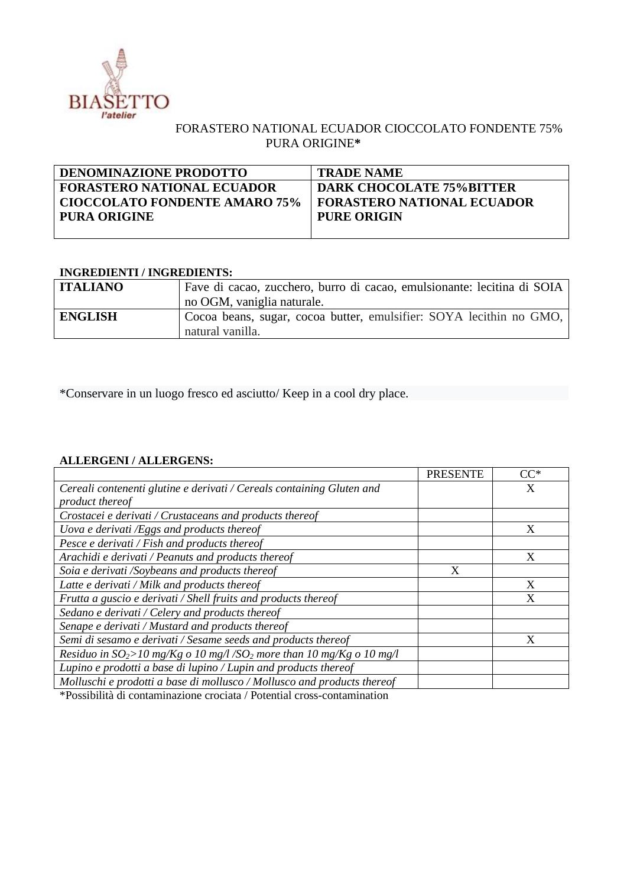BIASETTO
*l'atelier*

FORASTERO NATIONAL ECUADOR CIOCCOLATO FONDENTE 75% PURA ORIGINE**\***

| DENOMINAZIONE PRODOTTO | TRADE NAME |
|---|---|
| **FORASTERO NATIONAL ECUADOR CIOCCOLATO FONDENTE AMARO 75% PURA ORIGINE** | **DARK CHOCOLATE 75%BITTER FORASTERO NATIONAL ECUADOR PURE ORIGIN** |

**INGREDIENTI / INGREDIENTS:**

| | |
|---|---|
| **ITALIANO** | Fave di cacao, zucchero, burro di cacao, emulsionante: lecitina di SOIA no OGM, vaniglia naturale. |
| **ENGLISH** | Cocoa beans, sugar, cocoa butter, emulsifier: SOYA lecithin no GMO, natural vanilla. |

*Conservare in un luogo fresco ed asciutto/ Keep in a cool dry place.

**ALLERGENI / ALLERGENS:**

| | PRESENTE | CC* |
|---|---|---|
| *Cereali contenenti glutine e derivati / Cereals containing Gluten and product thereof* | | X |
| *Crostacei e derivati / Crustaceans and products thereof* | | |
| *Uova e derivati /Eggs and products thereof* | | X |
| *Pesce e derivati / Fish and products thereof* | | |
| *Arachidi e derivati / Peanuts and products thereof* | | X |
| *Soia e derivati /Soybeans and products thereof* | X | |
| *Latte e derivati / Milk and products thereof* | | X |
| *Frutta a guscio e derivati / Shell fruits and products thereof* | | X |
| *Sedano e derivati / Celery and products thereof* | | |
| *Senape e derivati / Mustard and products thereof* | | |
| *Semi di sesamo e derivati / Sesame seeds and products thereof* | | X |
| *Residuo in $SO_2$>10 mg/Kg o 10 mg/l /$SO_2$ more than 10 mg/Kg o 10 mg/l* | | |
| *Lupino e prodotti a base di lupino / Lupin and products thereof* | | |
| *Molluschi e prodotti a base di mollusco / Mollusco and products thereof* | | |

*Possibilità di contaminazione crociata / Potential cross-contamination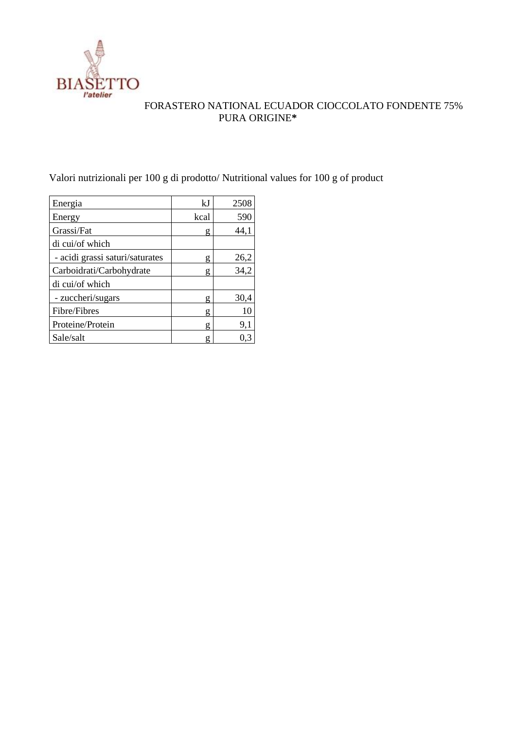BIASETTO
l'atelier

FORASTERO NATIONAL ECUADOR CIOCCOLATO FONDENTE 75% PURA ORIGINE*

Valori nutrizionali per 100 g di prodotto/ Nutritional values for 100 g of product

| | | |
|---|---|---|
| Energia | kJ | 2508 |
| Energy | kcal | 590 |
| Grassi/Fat | g | 44,1 |
| di cui/of which | | |
| - acidi grassi saturi/saturates | g | 26,2 |
| Carboidrati/Carbohydrate | g | 34,2 |
| di cui/of which | | |
| - zuccheri/sugars | g | 30,4 |
| Fibre/Fibres | g | 10 |
| Proteine/Protein | g | 9,1 |
| Sale/salt | g | 0,3 |